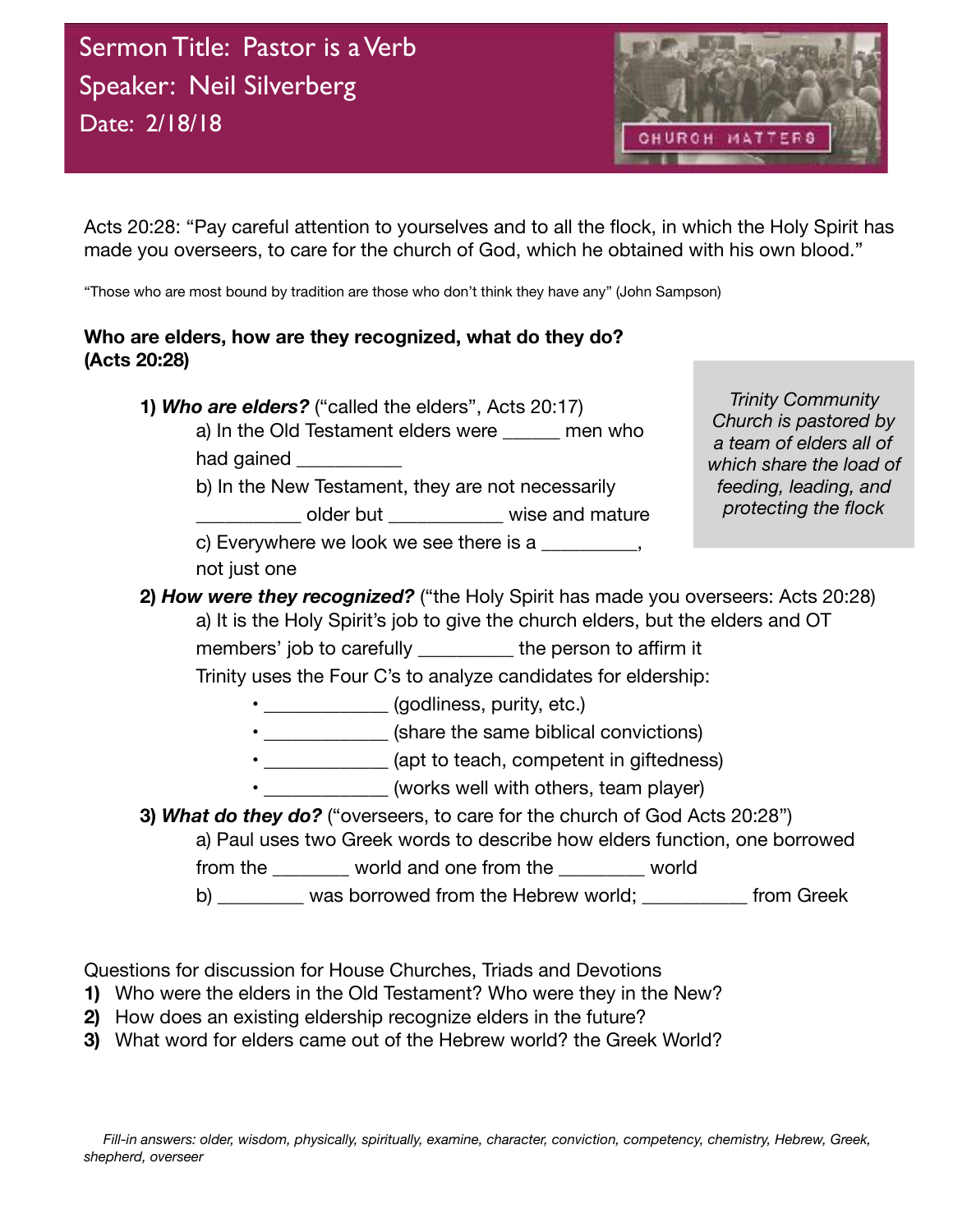# Sermon Title: Pastor is a Verb

## Speaker: Neil Silverberg

## Date: 2/18/18

CHURCH MATTERS

Acts 20:28: "Pay careful attention to yourselves and to all the flock, in which the Holy Spirit has made you overseers, to care for the church of God, which he obtained with his own blood."

"Those who are most bound by tradition are those who don't think they have any" (John Sampson)

**Who are elders, how are they recognized, what do they do? (Acts 20:28)**

*Trinity Community Church is pastored by a team of elders all of which share the load of feeding, leading, and protecting the flock*

**1) *Who are elders?*** ("called the elders", Acts 20:17)

a) In the Old Testament elders were ______ men who had gained __________

b) In the New Testament, they are not necessarily __________ older but ___________ wise and mature

c) Everywhere we look we see there is a _________, not just one

**2) *How were they recognized?*** ("the Holy Spirit has made you overseers: Acts 20:28)

a) It is the Holy Spirit's job to give the church elders, but the elders and OT members' job to carefully _________ the person to affirm it

Trinity uses the Four C's to analyze candidates for eldership:

- ____________ (godliness, purity, etc.)
- ____________ (share the same biblical convictions)
- ____________ (apt to teach, competent in giftedness)
- ____________ (works well with others, team player)

**3) *What do they do?*** ("overseers, to care for the church of God Acts 20:28")

a) Paul uses two Greek words to describe how elders function, one borrowed from the _______ world and one from the ________ world

b) ________ was borrowed from the Hebrew world; __________ from Greek

Questions for discussion for House Churches, Triads and Devotions

1) Who were the elders in the Old Testament? Who were they in the New?
2) How does an existing eldership recognize elders in the future?
3) What word for elders came out of the Hebrew world? the Greek World?

*Fill-in answers: older, wisdom, physically, spiritually, examine, character, conviction, competency, chemistry, Hebrew, Greek, shepherd, overseer*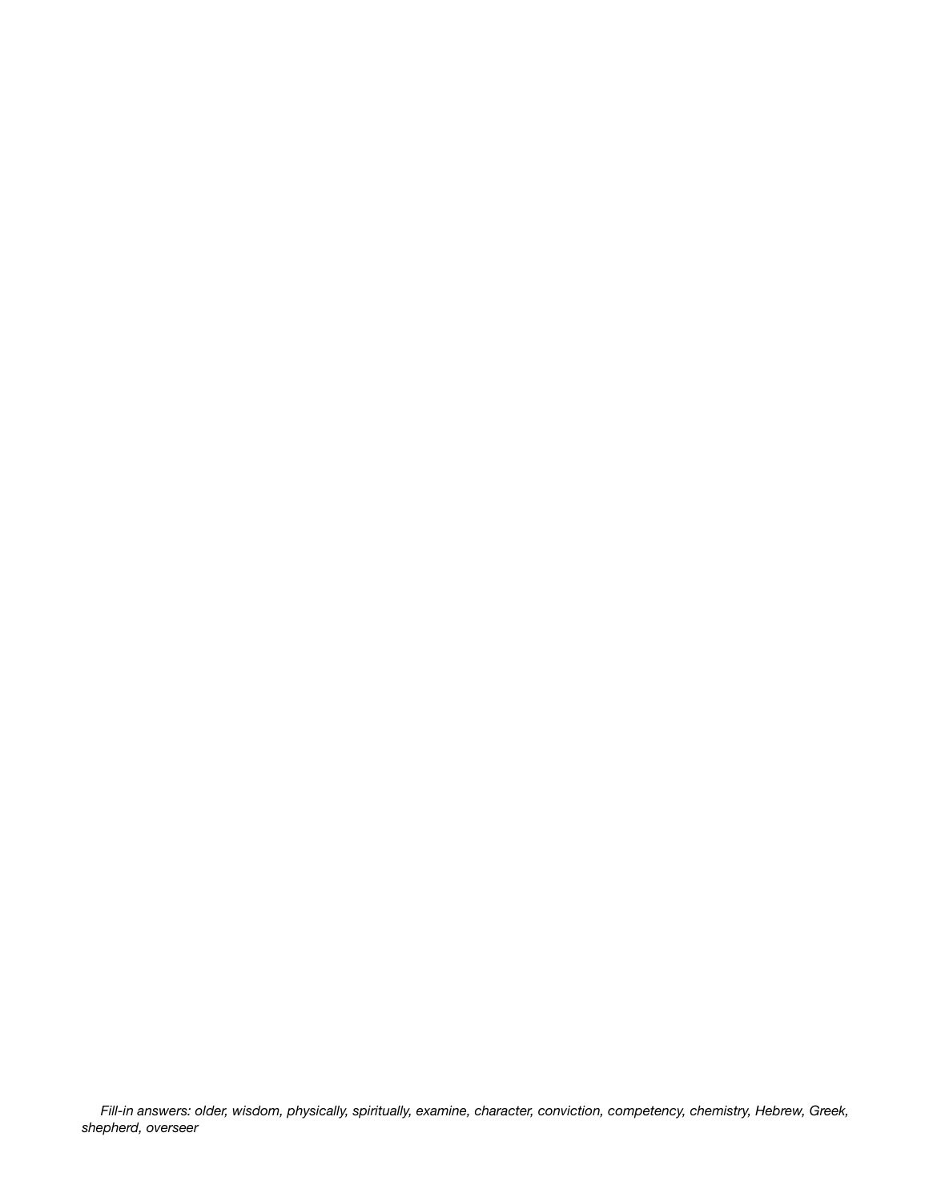*Fill-in answers: older, wisdom, physically, spiritually, examine, character, conviction, competency, chemistry, Hebrew, Greek, shepherd, overseer*